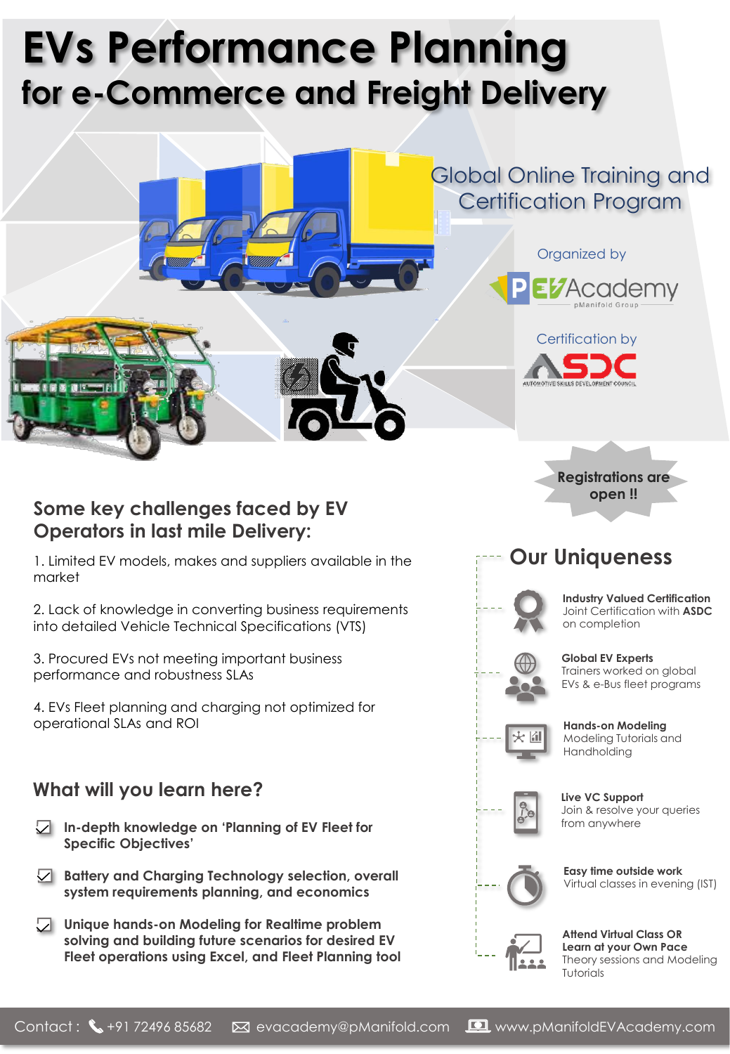# EVs Performance Planning

## for e-Commerce and Freight Delivery

Global Online Training and Certification Program

Organized by

PEV Academy
pManifold Group

Certification by

ASDC
AUTOMOTIVE SKILLS DEVELOPMENT COUNCIL

**Registrations are open !!**

## Some key challenges faced by EV Operators in last mile Delivery:

1. Limited EV models, makes and suppliers available in the market

2. Lack of knowledge in converting business requirements into detailed Vehicle Technical Specifications (VTS)

3. Procured EVs not meeting important business performance and robustness SLAs

4. EVs Fleet planning and charging not optimized for operational SLAs and ROI

## What will you learn here?

- **In-depth knowledge on 'Planning of EV Fleet for Specific Objectives'**
- **Battery and Charging Technology selection, overall system requirements planning, and economics**
- **Unique hands-on Modeling for Realtime problem solving and building future scenarios for desired EV Fleet operations using Excel, and Fleet Planning tool**

## Our Uniqueness

**Industry Valued Certification**
Joint Certification with **ASDC** on completion

**Global EV Experts**
Trainers worked on global EVs & e-Bus fleet programs

**Hands-on Modeling**
Modeling Tutorials and Handholding

**Live VC Support**
Join & resolve your queries from anywhere

**Easy time outside work**
Virtual classes in evening (IST)

**Attend Virtual Class OR Learn at your Own Pace**
Theory sessions and Modeling Tutorials

Contact : +91 72496 85682 evacademy@pManifold.com www.pManifoldEVAcademy.com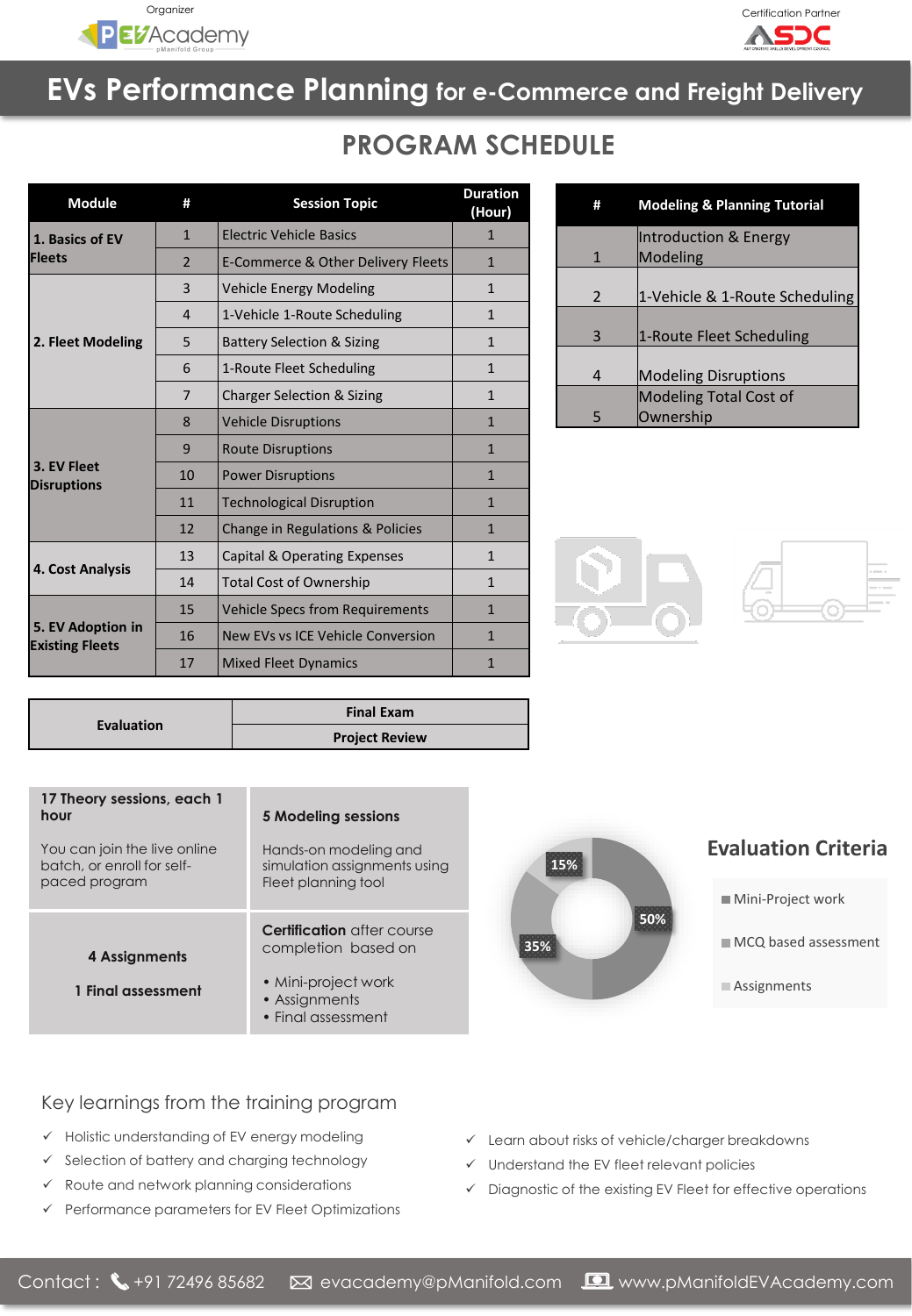Organizer: PEVAcademy (pManifold Group) — Certification Partner: ASDC (Automotive Skills Development Council)

# EVs Performance Planning for e-Commerce and Freight Delivery

## PROGRAM SCHEDULE

| Module | # | Session Topic | Duration (Hour) |
|---|---|---|---|
| 1. Basics of EV Fleets | 1 | Electric Vehicle Basics | 1 |
| | 2 | E-Commerce & Other Delivery Fleets | 1 |
| 2. Fleet Modeling | 3 | Vehicle Energy Modeling | 1 |
| | 4 | 1-Vehicle 1-Route Scheduling | 1 |
| | 5 | Battery Selection & Sizing | 1 |
| | 6 | 1-Route Fleet Scheduling | 1 |
| | 7 | Charger Selection & Sizing | 1 |
| 3. EV Fleet Disruptions | 8 | Vehicle Disruptions | 1 |
| | 9 | Route Disruptions | 1 |
| | 10 | Power Disruptions | 1 |
| | 11 | Technological Disruption | 1 |
| | 12 | Change in Regulations & Policies | 1 |
| 4. Cost Analysis | 13 | Capital & Operating Expenses | 1 |
| | 14 | Total Cost of Ownership | 1 |
| 5. EV Adoption in Existing Fleets | 15 | Vehicle Specs from Requirements | 1 |
| | 16 | New EVs vs ICE Vehicle Conversion | 1 |
| | 17 | Mixed Fleet Dynamics | 1 |

| # | Modeling & Planning Tutorial |
|---|---|
| 1 | Introduction & Energy Modeling |
| 2 | 1-Vehicle & 1-Route Scheduling |
| 3 | 1-Route Fleet Scheduling |
| 4 | Modeling Disruptions |
| 5 | Modeling Total Cost of Ownership |

| Evaluation | Final Exam |
|---|---|
| | Project Review |

**17 Theory sessions, each 1 hour**

You can join the live online batch, or enroll for self-paced program

**5 Modeling sessions**

Hands-on modeling and simulation assignments using Fleet planning tool

**4 Assignments**

**1 Final assessment**

**Certification** after course completion based on

- Mini-project work
- Assignments
- Final assessment

## Evaluation Criteria

- Mini-Project work — 50%
- MCQ based assessment — 35%
- Assignments — 15%

### Key learnings from the training program

- ✓ Holistic understanding of EV energy modeling
- ✓ Selection of battery and charging technology
- ✓ Route and network planning considerations
- ✓ Performance parameters for EV Fleet Optimizations
- ✓ Learn about risks of vehicle/charger breakdowns
- ✓ Understand the EV fleet relevant policies
- ✓ Diagnostic of the existing EV Fleet for effective operations

Contact : +91 72496 85682 evacademy@pManifold.com www.pManifoldEVAcademy.com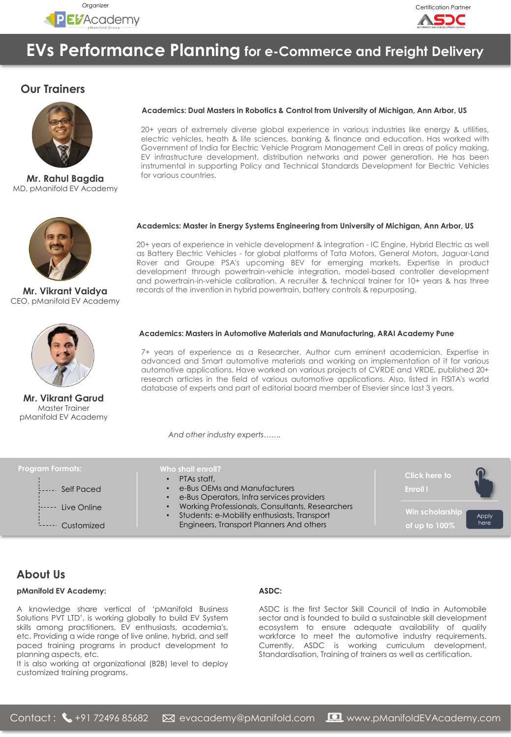Organizer

Certification Partner

# EVs Performance Planning for e-Commerce and Freight Delivery

## Our Trainers

**Mr. Rahul Bagdia**
MD, pManiford EV Academy

**Academics: Dual Masters in Robotics & Control from University of Michigan, Ann Arbor, US**

20+ years of extremely diverse global experience in various industries like energy & utilities, electric vehicles, heath & life sciences, banking & finance and education. Has worked with Government of India for Electric Vehicle Program Management Cell in areas of policy making, EV infrastructure development, distribution networks and power generation. He has been instrumental in supporting Policy and Technical Standards Development for Electric Vehicles for various countries.

**Mr. Vikrant Vaidya**
CEO, pManifold EV Academy

**Academics: Master in Energy Systems Engineering from University of Michigan, Ann Arbor, US**

20+ years of experience in vehicle development & integration - IC Engine, Hybrid Electric as well as Battery Electric Vehicles - for global platforms of Tata Motors, General Motors, Jaguar-Land Rover and Groupe PSA's upcoming BEV for emerging markets. Expertise in product development through powertrain-vehicle integration, model-based controller development and powertrain-in-vehicle calibration. A recruiter & technical trainer for 10+ years & has three records of the invention in hybrid powertrain, battery controls & repurposing.

**Mr. Vikrant Garud**
Master Trainer
pManifold EV Academy

**Academics: Masters in Automotive Materials and Manufacturing, ARAI Academy Pune**

7+ years of experience as a Researcher, Author cum eminent academician. Expertise in advanced and Smart automotive materials and working on implementation of it for various automotive applications. Have worked on various projects of CVRDE and VRDE, published 20+ research articles in the field of various automotive applications. Also, listed in FISITA's world database of experts and part of editorial board member of Elsevier since last 3 years.

*And other industry experts…….*

**Program Formats:**

- Self Paced
- Live Online
- Customized

**Who shall enroll?**

- PTAs staff,
- e-Bus OEMs and Manufacturers
- e-Bus Operators, Infra services providers
- Working Professionals, Consultants, Researchers
- Students: e-Mobility enthusiasts, Transport Engineers, Transport Planners And others

Click here to Enroll !

Win scholarship of up to 100% — Apply here

## About Us

**pManifold EV Academy:**

A knowledge share vertical of 'pManifold Business Solutions PVT LTD', is working globally to build EV System skills among practitioners, EV enthusiasts, academia's, etc. Providing a wide range of live online, hybrid, and self paced training programs in product development to planning aspects, etc.
It is also working at organizational (B2B) level to deploy customized training programs.

**ASDC:**

ASDC is the first Sector Skill Council of India in Automobile sector and is founded to build a sustainable skill development ecosystem to ensure adequate availability of quality workforce to meet the automotive industry requirements. Currently, ASDC is working curriculum development, Standardisation, Training of trainers as well as certification.

Contact : +91 72496 85682 evacademy@pManifold.com www.pManifoldEVAcademy.com